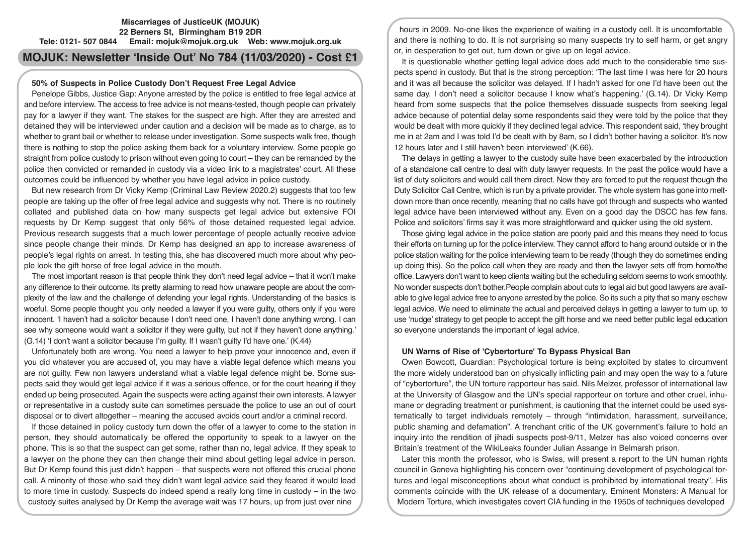**Miscarriages of JusticeUK (MOJUK)**
**22 Berners St, Birmingham B19 2DR**
**Tele: 0121- 507 0844 Email: mojuk@mojuk.org.uk Web: www.mojuk.org.uk**

# MOJUK: Newsletter 'Inside Out' No 784 (11/03/2020) - Cost £1

## 50% of Suspects in Police Custody Don't Request Free Legal Advice

Penelope Gibbs, Justice Gap: Anyone arrested by the police is entitled to free legal advice at and before interview. The access to free advice is not means-tested, though people can privately pay for a lawyer if they want. The stakes for the suspect are high. After they are arrested and detained they will be interviewed under caution and a decision will be made as to charge, as to whether to grant bail or whether to release under investigation. Some suspects walk free, though there is nothing to stop the police asking them back for a voluntary interview. Some people go straight from police custody to prison without even going to court – they can be remanded by the police then convicted or remanded in custody via a video link to a magistrates' court. All these outcomes could be influenced by whether you have legal advice in police custody.

But new research from Dr Vicky Kemp (Criminal Law Review 2020.2) suggests that too few people are taking up the offer of free legal advice and suggests why not. There is no routinely collated and published data on how many suspects get legal advice but extensive FOI requests by Dr Kemp suggest that only 56% of those detained requested legal advice. Previous research suggests that a much lower percentage of people actually receive advice since people change their minds. Dr Kemp has designed an app to increase awareness of people's legal rights on arrest. In testing this, she has discovered much more about why people look the gift horse of free legal advice in the mouth.

The most important reason is that people think they don't need legal advice – that it won't make any difference to their outcome. Its pretty alarming to read how unaware people are about the complexity of the law and the challenge of defending your legal rights. Understanding of the basics is woeful. Some people thought you only needed a lawyer if you were guilty, others only if you were innocent. 'I haven't had a solicitor because I don't need one, I haven't done anything wrong. I can see why someone would want a solicitor if they were guilty, but not if they haven't done anything.' (G.14) 'I don't want a solicitor because I'm guilty. If I wasn't guilty I'd have one.' (K.44)

Unfortunately both are wrong. You need a lawyer to help prove your innocence and, even if you did whatever you are accused of, you may have a viable legal defence which means you are not guilty. Few non lawyers understand what a viable legal defence might be. Some suspects said they would get legal advice if it was a serious offence, or for the court hearing if they ended up being prosecuted. Again the suspects were acting against their own interests. A lawyer or representative in a custody suite can sometimes persuade the police to use an out of court disposal or to divert altogether – meaning the accused avoids court and/or a criminal record.

If those detained in policy custody turn down the offer of a lawyer to come to the station in person, they should automatically be offered the opportunity to speak to a lawyer on the phone. This is so that the suspect can get some, rather than no, legal advice. If they speak to a lawyer on the phone they can then change their mind about getting legal advice in person. But Dr Kemp found this just didn't happen – that suspects were not offered this crucial phone call. A minority of those who said they didn't want legal advice said they feared it would lead to more time in custody. Suspects do indeed spend a really long time in custody – in the two custody suites analysed by Dr Kemp the average wait was 17 hours, up from just over nine hours in 2009. No-one likes the experience of waiting in a custody cell. It is uncomfortable and there is nothing to do. It is not surprising so many suspects try to self harm, or get angry or, in desperation to get out, turn down or give up on legal advice.

It is questionable whether getting legal advice does add much to the considerable time suspects spend in custody. But that is the strong perception: 'The last time I was here for 20 hours and it was all because the solicitor was delayed. If I hadn't asked for one I'd have been out the same day. I don't need a solicitor because I know what's happening.' (G.14). Dr Vicky Kemp heard from some suspects that the police themselves dissuade suspects from seeking legal advice because of potential delay some respondents said they were told by the police that they would be dealt with more quickly if they declined legal advice. This respondent said, 'they brought me in at 2am and I was told I'd be dealt with by 8am, so I didn't bother having a solicitor. It's now 12 hours later and I still haven't been interviewed' (K.66).

The delays in getting a lawyer to the custody suite have been exacerbated by the introduction of a standalone call centre to deal with duty lawyer requests. In the past the police would have a list of duty solicitors and would call them direct. Now they are forced to put the request though the Duty Solicitor Call Centre, which is run by a private provider. The whole system has gone into meltdown more than once recently, meaning that no calls have got through and suspects who wanted legal advice have been interviewed without any. Even on a good day the DSCC has few fans. Police and solicitors' firms say it was more straightforward and quicker using the old system.

Those giving legal advice in the police station are poorly paid and this means they need to focus their efforts on turning up for the police interview. They cannot afford to hang around outside or in the police station waiting for the police interviewing team to be ready (though they do sometimes ending up doing this). So the police call when they are ready and then the lawyer sets off from home/the office. Lawyers don't want to keep clients waiting but the scheduling seldom seems to work smoothly. No wonder suspects don't bother.People complain about cuts to legal aid but good lawyers are available to give legal advice free to anyone arrested by the police. So its such a pity that so many eschew legal advice. We need to eliminate the actual and perceived delays in getting a lawyer to turn up, to use 'nudge' strategy to get people to accept the gift horse and we need better public legal education so everyone understands the important of legal advice.

## UN Warns of Rise of 'Cybertorture' To Bypass Physical Ban

Owen Bowcott, Guardian: Psychological torture is being exploited by states to circumvent the more widely understood ban on physically inflicting pain and may open the way to a future of "cybertorture", the UN torture rapporteur has said. Nils Melzer, professor of international law at the University of Glasgow and the UN's special rapporteur on torture and other cruel, inhumane or degrading treatment or punishment, is cautioning that the internet could be used systematically to target individuals remotely – through "intimidation, harassment, surveillance, public shaming and defamation". A trenchant critic of the UK government's failure to hold an inquiry into the rendition of jihadi suspects post-9/11, Melzer has also voiced concerns over Britain's treatment of the WikiLeaks founder Julian Assange in Belmarsh prison.

Later this month the professor, who is Swiss, will present a report to the UN human rights council in Geneva highlighting his concern over "continuing development of psychological tortures and legal misconceptions about what conduct is prohibited by international treaty". His comments coincide with the UK release of a documentary, Eminent Monsters: A Manual for Modern Torture, which investigates covert CIA funding in the 1950s of techniques developed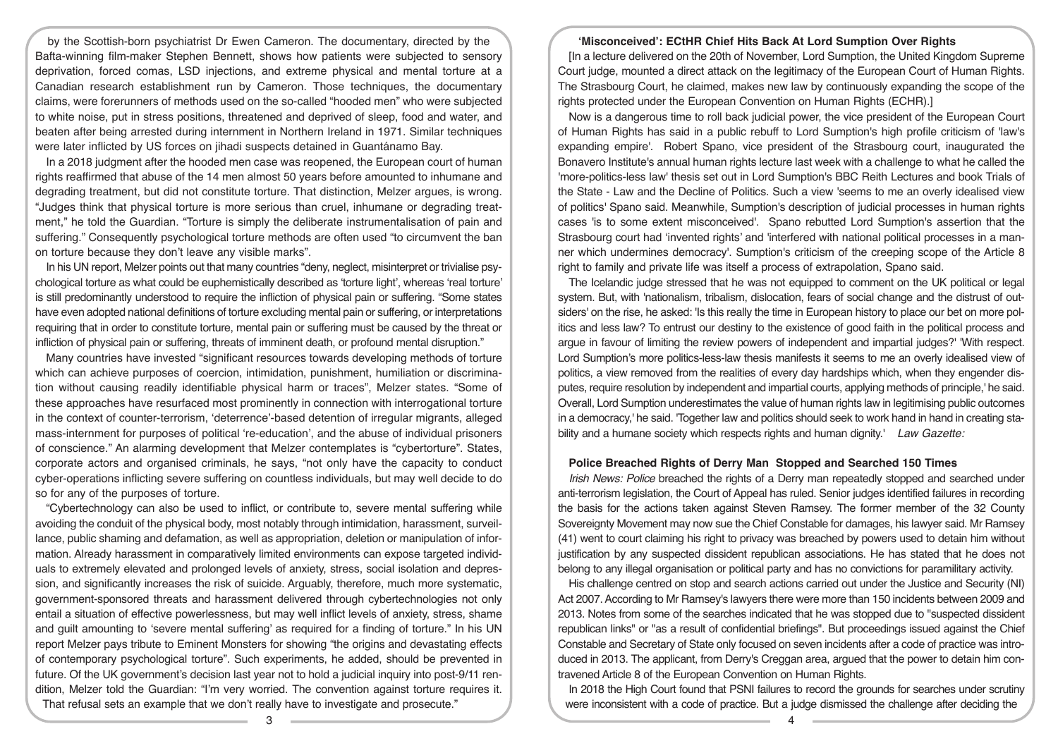by the Scottish-born psychiatrist Dr Ewen Cameron. The documentary, directed by the Bafta-winning film-maker Stephen Bennett, shows how patients were subjected to sensory deprivation, forced comas, LSD injections, and extreme physical and mental torture at a Canadian research establishment run by Cameron. Those techniques, the documentary claims, were forerunners of methods used on the so-called "hooded men" who were subjected to white noise, put in stress positions, threatened and deprived of sleep, food and water, and beaten after being arrested during internment in Northern Ireland in 1971. Similar techniques were later inflicted by US forces on jihadi suspects detained in Guantánamo Bay.

In a 2018 judgment after the hooded men case was reopened, the European court of human rights reaffirmed that abuse of the 14 men almost 50 years before amounted to inhumane and degrading treatment, but did not constitute torture. That distinction, Melzer argues, is wrong. "Judges think that physical torture is more serious than cruel, inhumane or degrading treatment," he told the Guardian. "Torture is simply the deliberate instrumentalisation of pain and suffering." Consequently psychological torture methods are often used "to circumvent the ban on torture because they don't leave any visible marks".

In his UN report, Melzer points out that many countries "deny, neglect, misinterpret or trivialise psychological torture as what could be euphemistically described as 'torture light', whereas 'real torture' is still predominantly understood to require the infliction of physical pain or suffering. "Some states have even adopted national definitions of torture excluding mental pain or suffering, or interpretations requiring that in order to constitute torture, mental pain or suffering must be caused by the threat or infliction of physical pain or suffering, threats of imminent death, or profound mental disruption."

Many countries have invested "significant resources towards developing methods of torture which can achieve purposes of coercion, intimidation, punishment, humiliation or discrimination without causing readily identifiable physical harm or traces", Melzer states. "Some of these approaches have resurfaced most prominently in connection with interrogational torture in the context of counter-terrorism, 'deterrence'-based detention of irregular migrants, alleged mass-internment for purposes of political 're-education', and the abuse of individual prisoners of conscience." An alarming development that Melzer contemplates is "cybertorture". States, corporate actors and organised criminals, he says, "not only have the capacity to conduct cyber-operations inflicting severe suffering on countless individuals, but may well decide to do so for any of the purposes of torture.

"Cybertechnology can also be used to inflict, or contribute to, severe mental suffering while avoiding the conduit of the physical body, most notably through intimidation, harassment, surveillance, public shaming and defamation, as well as appropriation, deletion or manipulation of information. Already harassment in comparatively limited environments can expose targeted individuals to extremely elevated and prolonged levels of anxiety, stress, social isolation and depression, and significantly increases the risk of suicide. Arguably, therefore, much more systematic, government-sponsored threats and harassment delivered through cybertechnologies not only entail a situation of effective powerlessness, but may well inflict levels of anxiety, stress, shame and guilt amounting to 'severe mental suffering' as required for a finding of torture." In his UN report Melzer pays tribute to Eminent Monsters for showing "the origins and devastating effects of contemporary psychological torture". Such experiments, he added, should be prevented in future. Of the UK government's decision last year not to hold a judicial inquiry into post-9/11 rendition, Melzer told the Guardian: "I'm very worried. The convention against torture requires it. That refusal sets an example that we don't really have to investigate and prosecute."

### 'Misconceived': ECtHR Chief Hits Back At Lord Sumption Over Rights

[In a lecture delivered on the 20th of November, Lord Sumption, the United Kingdom Supreme Court judge, mounted a direct attack on the legitimacy of the European Court of Human Rights. The Strasbourg Court, he claimed, makes new law by continuously expanding the scope of the rights protected under the European Convention on Human Rights (ECHR).]

Now is a dangerous time to roll back judicial power, the vice president of the European Court of Human Rights has said in a public rebuff to Lord Sumption's high profile criticism of 'law's expanding empire'. Robert Spano, vice president of the Strasbourg court, inaugurated the Bonavero Institute's annual human rights lecture last week with a challenge to what he called the 'more-politics-less law' thesis set out in Lord Sumption's BBC Reith Lectures and book Trials of the State - Law and the Decline of Politics. Such a view 'seems to me an overly idealised view of politics' Spano said. Meanwhile, Sumption's description of judicial processes in human rights cases 'is to some extent misconceived'. Spano rebutted Lord Sumption's assertion that the Strasbourg court had 'invented rights' and 'interfered with national political processes in a manner which undermines democracy'. Sumption's criticism of the creeping scope of the Article 8 right to family and private life was itself a process of extrapolation, Spano said.

The Icelandic judge stressed that he was not equipped to comment on the UK political or legal system. But, with 'nationalism, tribalism, dislocation, fears of social change and the distrust of outsiders' on the rise, he asked: 'Is this really the time in European history to place our bet on more politics and less law? To entrust our destiny to the existence of good faith in the political process and argue in favour of limiting the review powers of independent and impartial judges?' 'With respect. Lord Sumption's more politics-less-law thesis manifests it seems to me an overly idealised view of politics, a view removed from the realities of every day hardships which, when they engender disputes, require resolution by independent and impartial courts, applying methods of principle,' he said. Overall, Lord Sumption underestimates the value of human rights law in legitimising public outcomes in a democracy,' he said. 'Together law and politics should seek to work hand in hand in creating stability and a humane society which respects rights and human dignity.' *Law Gazette:*

### Police Breached Rights of Derry Man Stopped and Searched 150 Times

*Irish News: Police* breached the rights of a Derry man repeatedly stopped and searched under anti-terrorism legislation, the Court of Appeal has ruled. Senior judges identified failures in recording the basis for the actions taken against Steven Ramsey. The former member of the 32 County Sovereignty Movement may now sue the Chief Constable for damages, his lawyer said. Mr Ramsey (41) went to court claiming his right to privacy was breached by powers used to detain him without justification by any suspected dissident republican associations. He has stated that he does not belong to any illegal organisation or political party and has no convictions for paramilitary activity.

His challenge centred on stop and search actions carried out under the Justice and Security (NI) Act 2007. According to Mr Ramsey's lawyers there were more than 150 incidents between 2009 and 2013. Notes from some of the searches indicated that he was stopped due to "suspected dissident republican links" or "as a result of confidential briefings". But proceedings issued against the Chief Constable and Secretary of State only focused on seven incidents after a code of practice was introduced in 2013. The applicant, from Derry's Creggan area, argued that the power to detain him contravened Article 8 of the European Convention on Human Rights.

In 2018 the High Court found that PSNI failures to record the grounds for searches under scrutiny were inconsistent with a code of practice. But a judge dismissed the challenge after deciding the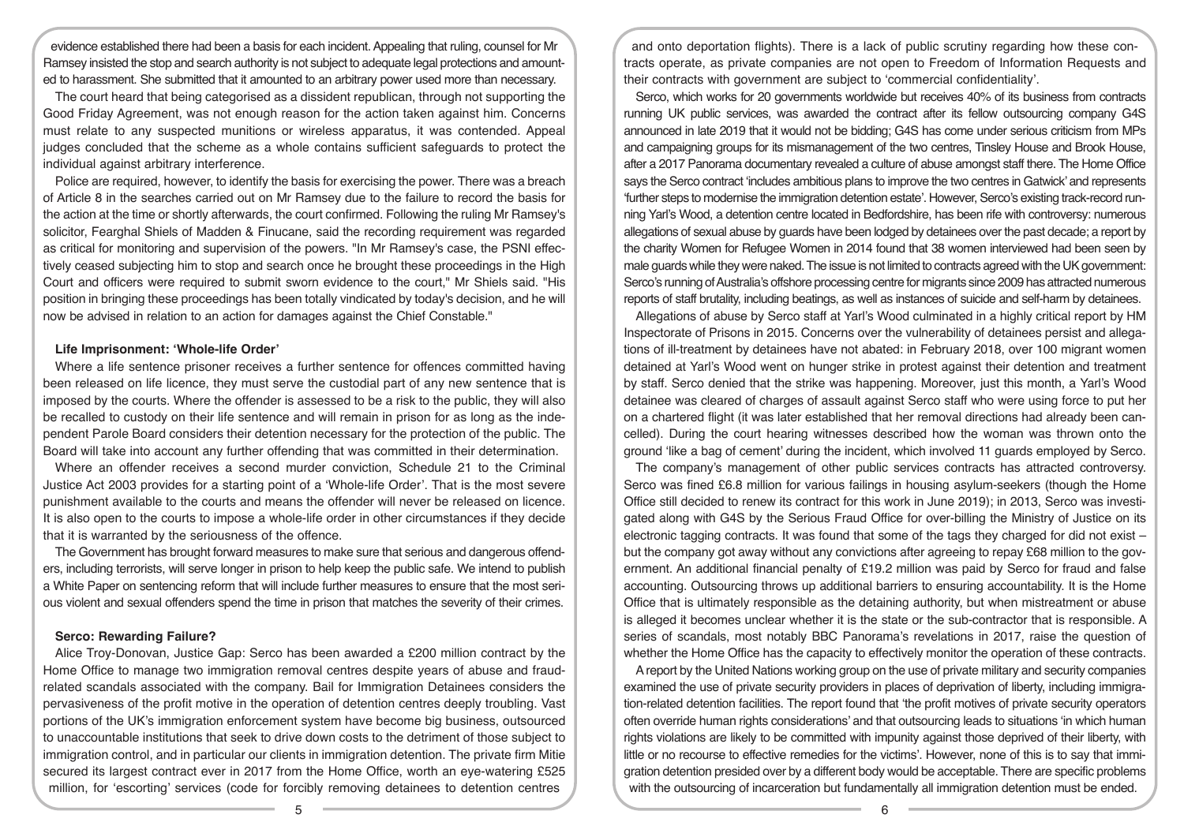evidence established there had been a basis for each incident. Appealing that ruling, counsel for Mr Ramsey insisted the stop and search authority is not subject to adequate legal protections and amounted to harassment. She submitted that it amounted to an arbitrary power used more than necessary.

The court heard that being categorised as a dissident republican, through not supporting the Good Friday Agreement, was not enough reason for the action taken against him. Concerns must relate to any suspected munitions or wireless apparatus, it was contended. Appeal judges concluded that the scheme as a whole contains sufficient safeguards to protect the individual against arbitrary interference.

Police are required, however, to identify the basis for exercising the power. There was a breach of Article 8 in the searches carried out on Mr Ramsey due to the failure to record the basis for the action at the time or shortly afterwards, the court confirmed. Following the ruling Mr Ramsey's solicitor, Fearghal Shiels of Madden & Finucane, said the recording requirement was regarded as critical for monitoring and supervision of the powers. "In Mr Ramsey's case, the PSNI effectively ceased subjecting him to stop and search once he brought these proceedings in the High Court and officers were required to submit sworn evidence to the court," Mr Shiels said. "His position in bringing these proceedings has been totally vindicated by today's decision, and he will now be advised in relation to an action for damages against the Chief Constable."

### Life Imprisonment: 'Whole-life Order'

Where a life sentence prisoner receives a further sentence for offences committed having been released on life licence, they must serve the custodial part of any new sentence that is imposed by the courts. Where the offender is assessed to be a risk to the public, they will also be recalled to custody on their life sentence and will remain in prison for as long as the independent Parole Board considers their detention necessary for the protection of the public. The Board will take into account any further offending that was committed in their determination.

Where an offender receives a second murder conviction, Schedule 21 to the Criminal Justice Act 2003 provides for a starting point of a 'Whole-life Order'. That is the most severe punishment available to the courts and means the offender will never be released on licence. It is also open to the courts to impose a whole-life order in other circumstances if they decide that it is warranted by the seriousness of the offence.

The Government has brought forward measures to make sure that serious and dangerous offenders, including terrorists, will serve longer in prison to help keep the public safe. We intend to publish a White Paper on sentencing reform that will include further measures to ensure that the most serious violent and sexual offenders spend the time in prison that matches the severity of their crimes.

### Serco: Rewarding Failure?

Alice Troy-Donovan, Justice Gap: Serco has been awarded a £200 million contract by the Home Office to manage two immigration removal centres despite years of abuse and fraud-related scandals associated with the company. Bail for Immigration Detainees considers the pervasiveness of the profit motive in the operation of detention centres deeply troubling. Vast portions of the UK's immigration enforcement system have become big business, outsourced to unaccountable institutions that seek to drive down costs to the detriment of those subject to immigration control, and in particular our clients in immigration detention. The private firm Mitie secured its largest contract ever in 2017 from the Home Office, worth an eye-watering £525 million, for 'escorting' services (code for forcibly removing detainees to detention centres and onto deportation flights). There is a lack of public scrutiny regarding how these contracts operate, as private companies are not open to Freedom of Information Requests and their contracts with government are subject to 'commercial confidentiality'.

Serco, which works for 20 governments worldwide but receives 40% of its business from contracts running UK public services, was awarded the contract after its fellow outsourcing company G4S announced in late 2019 that it would not be bidding; G4S has come under serious criticism from MPs and campaigning groups for its mismanagement of the two centres, Tinsley House and Brook House, after a 2017 Panorama documentary revealed a culture of abuse amongst staff there. The Home Office says the Serco contract 'includes ambitious plans to improve the two centres in Gatwick' and represents 'further steps to modernise the immigration detention estate'. However, Serco's existing track-record running Yarl's Wood, a detention centre located in Bedfordshire, has been rife with controversy: numerous allegations of sexual abuse by guards have been lodged by detainees over the past decade; a report by the charity Women for Refugee Women in 2014 found that 38 women interviewed had been seen by male guards while they were naked. The issue is not limited to contracts agreed with the UK government: Serco's running of Australia's offshore processing centre for migrants since 2009 has attracted numerous reports of staff brutality, including beatings, as well as instances of suicide and self-harm by detainees.

Allegations of abuse by Serco staff at Yarl's Wood culminated in a highly critical report by HM Inspectorate of Prisons in 2015. Concerns over the vulnerability of detainees persist and allegations of ill-treatment by detainees have not abated: in February 2018, over 100 migrant women detained at Yarl's Wood went on hunger strike in protest against their detention and treatment by staff. Serco denied that the strike was happening. Moreover, just this month, a Yarl's Wood detainee was cleared of charges of assault against Serco staff who were using force to put her on a chartered flight (it was later established that her removal directions had already been cancelled). During the court hearing witnesses described how the woman was thrown onto the ground 'like a bag of cement' during the incident, which involved 11 guards employed by Serco.

The company's management of other public services contracts has attracted controversy. Serco was fined £6.8 million for various failings in housing asylum-seekers (though the Home Office still decided to renew its contract for this work in June 2019); in 2013, Serco was investigated along with G4S by the Serious Fraud Office for over-billing the Ministry of Justice on its electronic tagging contracts. It was found that some of the tags they charged for did not exist – but the company got away without any convictions after agreeing to repay £68 million to the government. An additional financial penalty of £19.2 million was paid by Serco for fraud and false accounting. Outsourcing throws up additional barriers to ensuring accountability. It is the Home Office that is ultimately responsible as the detaining authority, but when mistreatment or abuse is alleged it becomes unclear whether it is the state or the sub-contractor that is responsible. A series of scandals, most notably BBC Panorama's revelations in 2017, raise the question of whether the Home Office has the capacity to effectively monitor the operation of these contracts.

A report by the United Nations working group on the use of private military and security companies examined the use of private security providers in places of deprivation of liberty, including immigration-related detention facilities. The report found that 'the profit motives of private security operators often override human rights considerations' and that outsourcing leads to situations 'in which human rights violations are likely to be committed with impunity against those deprived of their liberty, with little or no recourse to effective remedies for the victims'. However, none of this is to say that immigration detention presided over by a different body would be acceptable. There are specific problems with the outsourcing of incarceration but fundamentally all immigration detention must be ended.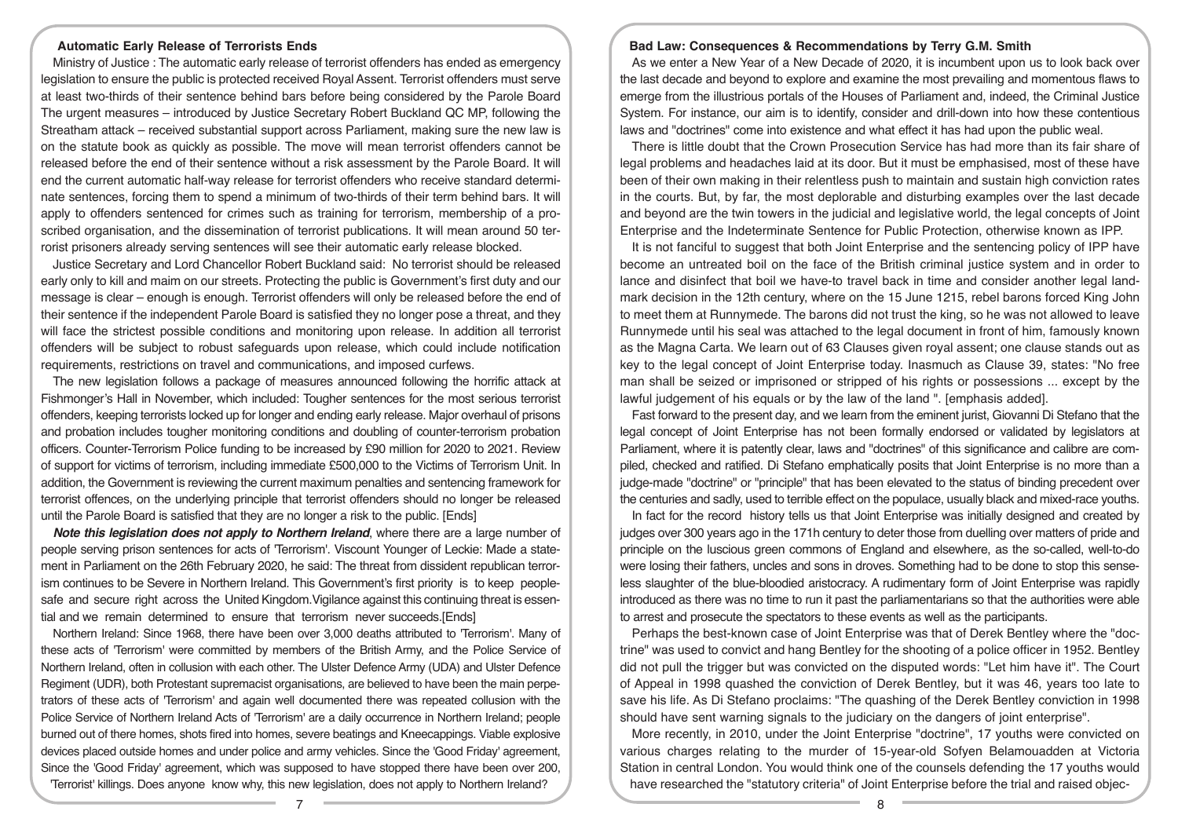### Automatic Early Release of Terrorists Ends

Ministry of Justice : The automatic early release of terrorist offenders has ended as emergency legislation to ensure the public is protected received Royal Assent. Terrorist offenders must serve at least two-thirds of their sentence behind bars before being considered by the Parole Board The urgent measures – introduced by Justice Secretary Robert Buckland QC MP, following the Streatham attack – received substantial support across Parliament, making sure the new law is on the statute book as quickly as possible. The move will mean terrorist offenders cannot be released before the end of their sentence without a risk assessment by the Parole Board. It will end the current automatic half-way release for terrorist offenders who receive standard determinate sentences, forcing them to spend a minimum of two-thirds of their term behind bars. It will apply to offenders sentenced for crimes such as training for terrorism, membership of a proscribed organisation, and the dissemination of terrorist publications. It will mean around 50 terrorist prisoners already serving sentences will see their automatic early release blocked.

Justice Secretary and Lord Chancellor Robert Buckland said: No terrorist should be released early only to kill and maim on our streets. Protecting the public is Government's first duty and our message is clear – enough is enough. Terrorist offenders will only be released before the end of their sentence if the independent Parole Board is satisfied they no longer pose a threat, and they will face the strictest possible conditions and monitoring upon release. In addition all terrorist offenders will be subject to robust safeguards upon release, which could include notification requirements, restrictions on travel and communications, and imposed curfews.

The new legislation follows a package of measures announced following the horrific attack at Fishmonger's Hall in November, which included: Tougher sentences for the most serious terrorist offenders, keeping terrorists locked up for longer and ending early release. Major overhaul of prisons and probation includes tougher monitoring conditions and doubling of counter-terrorism probation officers. Counter-Terrorism Police funding to be increased by £90 million for 2020 to 2021. Review of support for victims of terrorism, including immediate £500,000 to the Victims of Terrorism Unit. In addition, the Government is reviewing the current maximum penalties and sentencing framework for terrorist offences, on the underlying principle that terrorist offenders should no longer be released until the Parole Board is satisfied that they are no longer a risk to the public. [Ends]

***Note this legislation does not apply to Northern Ireland***, where there are a large number of people serving prison sentences for acts of 'Terrorism'. Viscount Younger of Leckie: Made a statement in Parliament on the 26th February 2020, he said: The threat from dissident republican terrorism continues to be Severe in Northern Ireland. This Government's first priority is to keep people safe and secure right across the United Kingdom. Vigilance against this continuing threat is essential and we remain determined to ensure that terrorism never succeeds.[Ends]

Northern Ireland: Since 1968, there have been over 3,000 deaths attributed to 'Terrorism'. Many of these acts of 'Terrorism' were committed by members of the British Army, and the Police Service of Northern Ireland, often in collusion with each other. The Ulster Defence Army (UDA) and Ulster Defence Regiment (UDR), both Protestant supremacist organisations, are believed to have been the main perpetrators of these acts of 'Terrorism' and again well documented there was repeated collusion with the Police Service of Northern Ireland Acts of 'Terrorism' are a daily occurrence in Northern Ireland; people burned out of there homes, shots fired into homes, severe beatings and Kneecappings. Viable explosive devices placed outside homes and under police and army vehicles. Since the 'Good Friday' agreement, Since the 'Good Friday' agreement, which was supposed to have stopped there have been over 200, 'Terrorist' killings. Does anyone know why, this new legislation, does not apply to Northern Ireland?

### Bad Law: Consequences & Recommendations by Terry G.M. Smith

As we enter a New Year of a New Decade of 2020, it is incumbent upon us to look back over the last decade and beyond to explore and examine the most prevailing and momentous flaws to emerge from the illustrious portals of the Houses of Parliament and, indeed, the Criminal Justice System. For instance, our aim is to identify, consider and drill-down into how these contentious laws and "doctrines" come into existence and what effect it has had upon the public weal.

There is little doubt that the Crown Prosecution Service has had more than its fair share of legal problems and headaches laid at its door. But it must be emphasised, most of these have been of their own making in their relentless push to maintain and sustain high conviction rates in the courts. But, by far, the most deplorable and disturbing examples over the last decade and beyond are the twin towers in the judicial and legislative world, the legal concepts of Joint Enterprise and the Indeterminate Sentence for Public Protection, otherwise known as IPP.

It is not fanciful to suggest that both Joint Enterprise and the sentencing policy of IPP have become an untreated boil on the face of the British criminal justice system and in order to lance and disinfect that boil we have-to travel back in time and consider another legal landmark decision in the 12th century, where on the 15 June 1215, rebel barons forced King John to meet them at Runnymede. The barons did not trust the king, so he was not allowed to leave Runnymede until his seal was attached to the legal document in front of him, famously known as the Magna Carta. We learn out of 63 Clauses given royal assent; one clause stands out as key to the legal concept of Joint Enterprise today. Inasmuch as Clause 39, states: "No free man shall be seized or imprisoned or stripped of his rights or possessions ... except by the lawful judgement of his equals or by the law of the land ". [emphasis added].

Fast forward to the present day, and we learn from the eminent jurist, Giovanni Di Stefano that the legal concept of Joint Enterprise has not been formally endorsed or validated by legislators at Parliament, where it is patently clear, laws and "doctrines" of this significance and calibre are compiled, checked and ratified. Di Stefano emphatically posits that Joint Enterprise is no more than a judge-made "doctrine" or "principle" that has been elevated to the status of binding precedent over the centuries and sadly, used to terrible effect on the populace, usually black and mixed-race youths.

In fact for the record history tells us that Joint Enterprise was initially designed and created by judges over 300 years ago in the 171h century to deter those from duelling over matters of pride and principle on the luscious green commons of England and elsewhere, as the so-called, well-to-do were losing their fathers, uncles and sons in droves. Something had to be done to stop this senseless slaughter of the blue-bloodied aristocracy. A rudimentary form of Joint Enterprise was rapidly introduced as there was no time to run it past the parliamentarians so that the authorities were able to arrest and prosecute the spectators to these events as well as the participants.

Perhaps the best-known case of Joint Enterprise was that of Derek Bentley where the "doctrine" was used to convict and hang Bentley for the shooting of a police officer in 1952. Bentley did not pull the trigger but was convicted on the disputed words: "Let him have it". The Court of Appeal in 1998 quashed the conviction of Derek Bentley, but it was 46, years too late to save his life. As Di Stefano proclaims: "The quashing of the Derek Bentley conviction in 1998 should have sent warning signals to the judiciary on the dangers of joint enterprise".

More recently, in 2010, under the Joint Enterprise "doctrine", 17 youths were convicted on various charges relating to the murder of 15-year-old Sofyen Belamouadden at Victoria Station in central London. You would think one of the counsels defending the 17 youths would have researched the "statutory criteria" of Joint Enterprise before the trial and raised objec-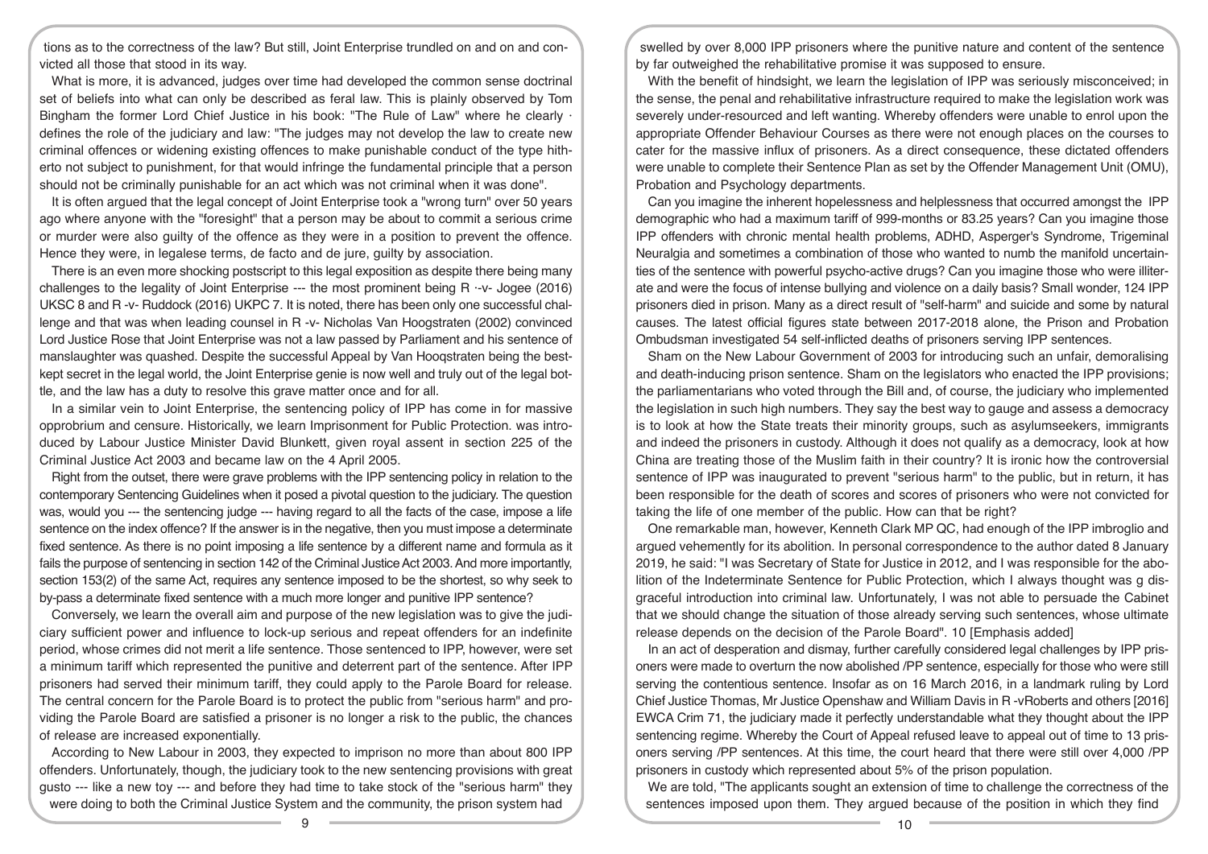tions as to the correctness of the law? But still, Joint Enterprise trundled on and on and convicted all those that stood in its way.

What is more, it is advanced, judges over time had developed the common sense doctrinal set of beliefs into what can only be described as feral law. This is plainly observed by Tom Bingham the former Lord Chief Justice in his book: "The Rule of Law" where he clearly · defines the role of the judiciary and law: "The judges may not develop the law to create new criminal offences or widening existing offences to make punishable conduct of the type hitherto not subject to punishment, for that would infringe the fundamental principle that a person should not be criminally punishable for an act which was not criminal when it was done".

It is often argued that the legal concept of Joint Enterprise took a "wrong turn" over 50 years ago where anyone with the "foresight" that a person may be about to commit a serious crime or murder were also guilty of the offence as they were in a position to prevent the offence. Hence they were, in legalese terms, de facto and de jure, guilty by association.

There is an even more shocking postscript to this legal exposition as despite there being many challenges to the legality of Joint Enterprise --- the most prominent being R ·-v- Jogee (2016) UKSC 8 and R -v- Ruddock (2016) UKPC 7. It is noted, there has been only one successful challenge and that was when leading counsel in R -v- Nicholas Van Hoogstraten (2002) convinced Lord Justice Rose that Joint Enterprise was not a law passed by Parliament and his sentence of manslaughter was quashed. Despite the successful Appeal by Van Hooqstraten being the best-kept secret in the legal world, the Joint Enterprise genie is now well and truly out of the legal bottle, and the law has a duty to resolve this grave matter once and for all.

In a similar vein to Joint Enterprise, the sentencing policy of IPP has come in for massive opprobrium and censure. Historically, we learn Imprisonment for Public Protection. was introduced by Labour Justice Minister David Blunkett, given royal assent in section 225 of the Criminal Justice Act 2003 and became law on the 4 April 2005.

Right from the outset, there were grave problems with the IPP sentencing policy in relation to the contemporary Sentencing Guidelines when it posed a pivotal question to the judiciary. The question was, would you --- the sentencing judge --- having regard to all the facts of the case, impose a life sentence on the index offence? If the answer is in the negative, then you must impose a determinate fixed sentence. As there is no point imposing a life sentence by a different name and formula as it fails the purpose of sentencing in section 142 of the Criminal Justice Act 2003. And more importantly, section 153(2) of the same Act, requires any sentence imposed to be the shortest, so why seek to by-pass a determinate fixed sentence with a much more longer and punitive IPP sentence?

Conversely, we learn the overall aim and purpose of the new legislation was to give the judiciary sufficient power and influence to lock-up serious and repeat offenders for an indefinite period, whose crimes did not merit a life sentence. Those sentenced to IPP, however, were set a minimum tariff which represented the punitive and deterrent part of the sentence. After IPP prisoners had served their minimum tariff, they could apply to the Parole Board for release. The central concern for the Parole Board is to protect the public from "serious harm" and providing the Parole Board are satisfied a prisoner is no longer a risk to the public, the chances of release are increased exponentially.

According to New Labour in 2003, they expected to imprison no more than about 800 IPP offenders. Unfortunately, though, the judiciary took to the new sentencing provisions with great gusto --- like a new toy --- and before they had time to take stock of the "serious harm" they were doing to both the Criminal Justice System and the community, the prison system had swelled by over 8,000 IPP prisoners where the punitive nature and content of the sentence by far outweighed the rehabilitative promise it was supposed to ensure.

With the benefit of hindsight, we learn the legislation of IPP was seriously misconceived; in the sense, the penal and rehabilitative infrastructure required to make the legislation work was severely under-resourced and left wanting. Whereby offenders were unable to enrol upon the appropriate Offender Behaviour Courses as there were not enough places on the courses to cater for the massive influx of prisoners. As a direct consequence, these dictated offenders were unable to complete their Sentence Plan as set by the Offender Management Unit (OMU), Probation and Psychology departments.

Can you imagine the inherent hopelessness and helplessness that occurred amongst the IPP demographic who had a maximum tariff of 999-months or 83.25 years? Can you imagine those IPP offenders with chronic mental health problems, ADHD, Asperger's Syndrome, Trigeminal Neuralgia and sometimes a combination of those who wanted to numb the manifold uncertainties of the sentence with powerful psycho-active drugs? Can you imagine those who were illiterate and were the focus of intense bullying and violence on a daily basis? Small wonder, 124 IPP prisoners died in prison. Many as a direct result of "self-harm" and suicide and some by natural causes. The latest official figures state between 2017-2018 alone, the Prison and Probation Ombudsman investigated 54 self-inflicted deaths of prisoners serving IPP sentences.

Sham on the New Labour Government of 2003 for introducing such an unfair, demoralising and death-inducing prison sentence. Sham on the legislators who enacted the IPP provisions; the parliamentarians who voted through the Bill and, of course, the judiciary who implemented the legislation in such high numbers. They say the best way to gauge and assess a democracy is to look at how the State treats their minority groups, such as asylumseekers, immigrants and indeed the prisoners in custody. Although it does not qualify as a democracy, look at how China are treating those of the Muslim faith in their country? It is ironic how the controversial sentence of IPP was inaugurated to prevent "serious harm" to the public, but in return, it has been responsible for the death of scores and scores of prisoners who were not convicted for taking the life of one member of the public. How can that be right?

One remarkable man, however, Kenneth Clark MP QC, had enough of the IPP imbroglio and argued vehemently for its abolition. In personal correspondence to the author dated 8 January 2019, he said: "I was Secretary of State for Justice in 2012, and I was responsible for the abolition of the Indeterminate Sentence for Public Protection, which I always thought was g disgraceful introduction into criminal law. Unfortunately, I was not able to persuade the Cabinet that we should change the situation of those already serving such sentences, whose ultimate release depends on the decision of the Parole Board". 10 [Emphasis added]

In an act of desperation and dismay, further carefully considered legal challenges by IPP prisoners were made to overturn the now abolished /PP sentence, especially for those who were still serving the contentious sentence. Insofar as on 16 March 2016, in a landmark ruling by Lord Chief Justice Thomas, Mr Justice Openshaw and William Davis in R -vRoberts and others [2016] EWCA Crim 71, the judiciary made it perfectly understandable what they thought about the IPP sentencing regime. Whereby the Court of Appeal refused leave to appeal out of time to 13 prisoners serving /PP sentences. At this time, the court heard that there were still over 4,000 /PP prisoners in custody which represented about 5% of the prison population.

We are told, "The applicants sought an extension of time to challenge the correctness of the sentences imposed upon them. They argued because of the position in which they find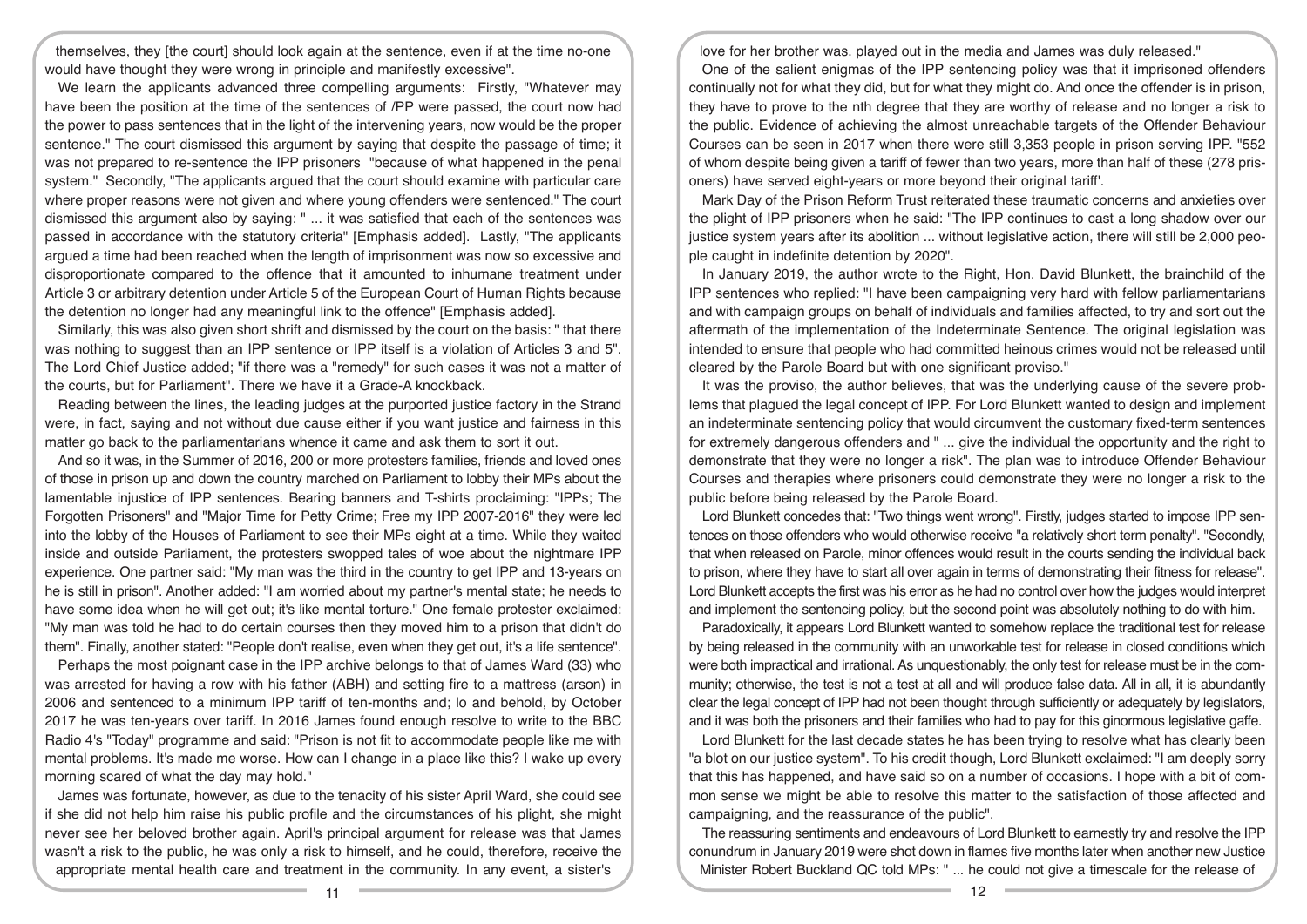themselves, they [the court] should look again at the sentence, even if at the time no-one would have thought they were wrong in principle and manifestly excessive".

We learn the applicants advanced three compelling arguments: Firstly, "Whatever may have been the position at the time of the sentences of /PP were passed, the court now had the power to pass sentences that in the light of the intervening years, now would be the proper sentence." The court dismissed this argument by saying that despite the passage of time; it was not prepared to re-sentence the IPP prisoners "because of what happened in the penal system." Secondly, "The applicants argued that the court should examine with particular care where proper reasons were not given and where young offenders were sentenced." The court dismissed this argument also by saying: " ... it was satisfied that each of the sentences was passed in accordance with the statutory criteria" [Emphasis added]. Lastly, "The applicants argued a time had been reached when the length of imprisonment was now so excessive and disproportionate compared to the offence that it amounted to inhumane treatment under Article 3 or arbitrary detention under Article 5 of the European Court of Human Rights because the detention no longer had any meaningful link to the offence" [Emphasis added].

Similarly, this was also given short shrift and dismissed by the court on the basis: " that there was nothing to suggest that an IPP sentence or IPP itself is a violation of Articles 3 and 5". The Lord Chief Justice added; "if there was a "remedy" for such cases it was not a matter of the courts, but for Parliament". There we have it a Grade-A knockback.

Reading between the lines, the leading judges at the purported justice factory in the Strand were, in fact, saying and not without due cause either if you want justice and fairness in this matter go back to the parliamentarians whence it came and ask them to sort it out.

And so it was, in the Summer of 2016, 200 or more protesters families, friends and loved ones of those in prison up and down the country marched on Parliament to lobby their MPs about the lamentable injustice of IPP sentences. Bearing banners and T-shirts proclaiming: "IPPs; The Forgotten Prisoners" and "Major Time for Petty Crime; Free my IPP 2007-2016" they were led into the lobby of the Houses of Parliament to see their MPs eight at a time. While they waited inside and outside Parliament, the protesters swopped tales of woe about the nightmare IPP experience. One partner said: "My man was the third in the country to get IPP and 13-years on he is still in prison". Another added: "I am worried about my partner's mental state; he needs to have some idea when he will get out; it's like mental torture." One female protester exclaimed: "My man was told he had to do certain courses then they moved him to a prison that didn't do them". Finally, another stated: "People don't realise, even when they get out, it's a life sentence".

Perhaps the most poignant case in the IPP archive belongs to that of James Ward (33) who was arrested for having a row with his father (ABH) and setting fire to a mattress (arson) in 2006 and sentenced to a minimum IPP tariff of ten-months and; lo and behold, by October 2017 he was ten-years over tariff. In 2016 James found enough resolve to write to the BBC Radio 4's "Today" programme and said: "Prison is not fit to accommodate people like me with mental problems. It's made me worse. How can I change in a place like this? I wake up every morning scared of what the day may hold."

James was fortunate, however, as due to the tenacity of his sister April Ward, she could see if she did not help him raise his public profile and the circumstances of his plight, she might never see her beloved brother again. April's principal argument for release was that James wasn't a risk to the public, he was only a risk to himself, and he could, therefore, receive the appropriate mental health care and treatment in the community. In any event, a sister's love for her brother was. played out in the media and James was duly released."

One of the salient enigmas of the IPP sentencing policy was that it imprisoned offenders continually not for what they did, but for what they might do. And once the offender is in prison, they have to prove to the nth degree that they are worthy of release and no longer a risk to the public. Evidence of achieving the almost unreachable targets of the Offender Behaviour Courses can be seen in 2017 when there were still 3,353 people in prison serving IPP. "552 of whom despite being given a tariff of fewer than two years, more than half of these (278 prisoners) have served eight-years or more beyond their original tariff'.

Mark Day of the Prison Reform Trust reiterated these traumatic concerns and anxieties over the plight of IPP prisoners when he said: "The IPP continues to cast a long shadow over our justice system years after its abolition ... without legislative action, there will still be 2,000 people caught in indefinite detention by 2020".

In January 2019, the author wrote to the Right, Hon. David Blunkett, the brainchild of the IPP sentences who replied: "I have been campaigning very hard with fellow parliamentarians and with campaign groups on behalf of individuals and families affected, to try and sort out the aftermath of the implementation of the Indeterminate Sentence. The original legislation was intended to ensure that people who had committed heinous crimes would not be released until cleared by the Parole Board but with one significant proviso."

It was the proviso, the author believes, that was the underlying cause of the severe problems that plagued the legal concept of IPP. For Lord Blunkett wanted to design and implement an indeterminate sentencing policy that would circumvent the customary fixed-term sentences for extremely dangerous offenders and " ... give the individual the opportunity and the right to demonstrate that they were no longer a risk". The plan was to introduce Offender Behaviour Courses and therapies where prisoners could demonstrate they were no longer a risk to the public before being released by the Parole Board.

Lord Blunkett concedes that: "Two things went wrong". Firstly, judges started to impose IPP sentences on those offenders who would otherwise receive "a relatively short term penalty". "Secondly, that when released on Parole, minor offences would result in the courts sending the individual back to prison, where they have to start all over again in terms of demonstrating their fitness for release". Lord Blunkett accepts the first was his error as he had no control over how the judges would interpret and implement the sentencing policy, but the second point was absolutely nothing to do with him.

Paradoxically, it appears Lord Blunkett wanted to somehow replace the traditional test for release by being released in the community with an unworkable test for release in closed conditions which were both impractical and irrational. As unquestionably, the only test for release must be in the community; otherwise, the test is not a test at all and will produce false data. All in all, it is abundantly clear the legal concept of IPP had not been thought through sufficiently or adequately by legislators, and it was both the prisoners and their families who had to pay for this ginormous legislative gaffe.

Lord Blunkett for the last decade states he has been trying to resolve what has clearly been "a blot on our justice system". To his credit though, Lord Blunkett exclaimed: "I am deeply sorry that this has happened, and have said so on a number of occasions. I hope with a bit of common sense we might be able to resolve this matter to the satisfaction of those affected and campaigning, and the reassurance of the public".

The reassuring sentiments and endeavours of Lord Blunkett to earnestly try and resolve the IPP conundrum in January 2019 were shot down in flames five months later when another new Justice Minister Robert Buckland QC told MPs: " ... he could not give a timescale for the release of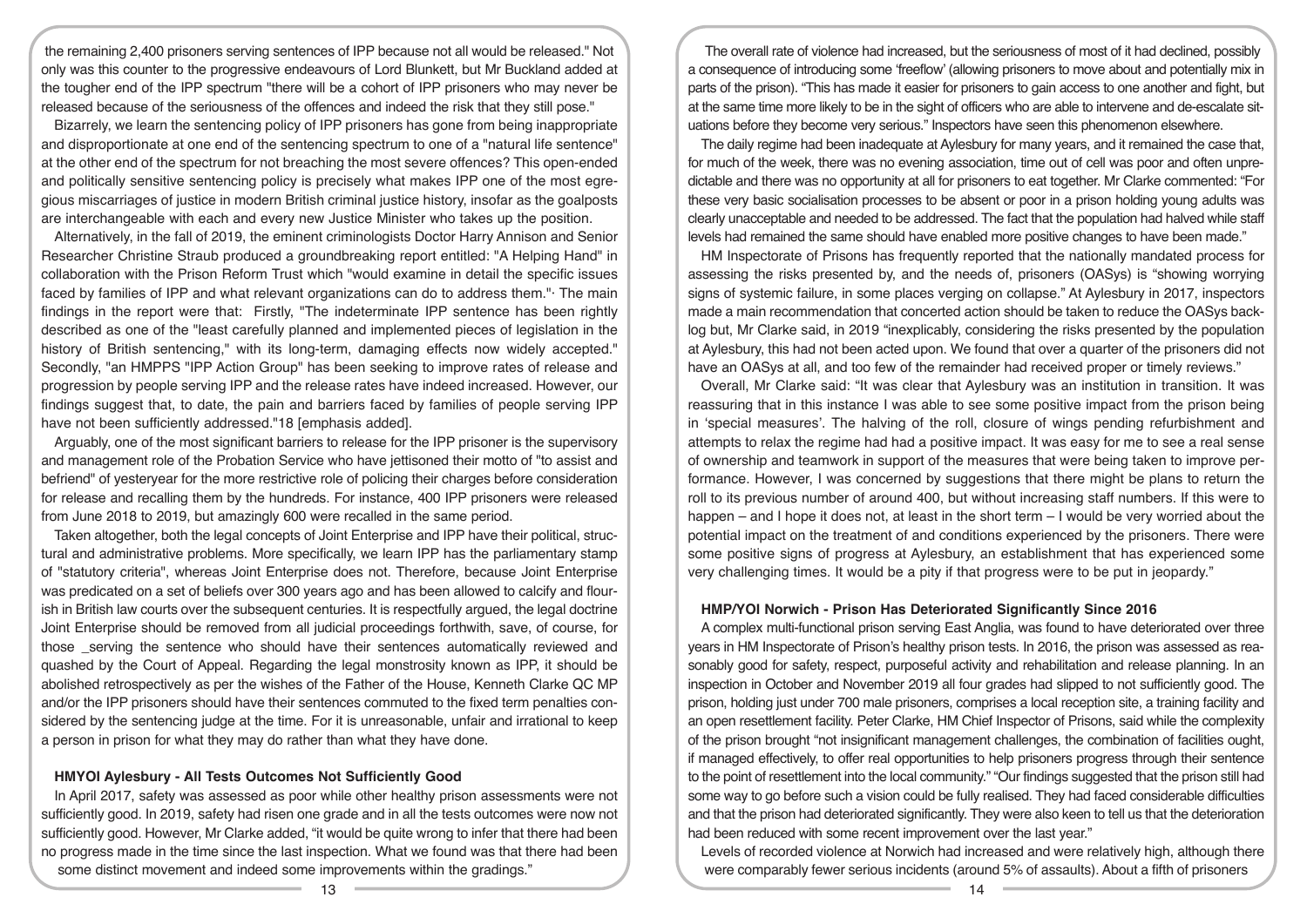the remaining 2,400 prisoners serving sentences of IPP because not all would be released." Not only was this counter to the progressive endeavours of Lord Blunkett, but Mr Buckland added at the tougher end of the IPP spectrum "there will be a cohort of IPP prisoners who may never be released because of the seriousness of the offences and indeed the risk that they still pose."

Bizarrely, we learn the sentencing policy of IPP prisoners has gone from being inappropriate and disproportionate at one end of the sentencing spectrum to one of a "natural life sentence" at the other end of the spectrum for not breaching the most severe offences? This open-ended and politically sensitive sentencing policy is precisely what makes IPP one of the most egregious miscarriages of justice in modern British criminal justice history, insofar as the goalposts are interchangeable with each and every new Justice Minister who takes up the position.

Alternatively, in the fall of 2019, the eminent criminologists Doctor Harry Annison and Senior Researcher Christine Straub produced a groundbreaking report entitled: "A Helping Hand" in collaboration with the Prison Reform Trust which "would examine in detail the specific issues faced by families of IPP and what relevant organizations can do to address them."· The main findings in the report were that: Firstly, "The indeterminate IPP sentence has been rightly described as one of the "least carefully planned and implemented pieces of legislation in the history of British sentencing," with its long-term, damaging effects now widely accepted." Secondly, "an HMPPS "IPP Action Group" has been seeking to improve rates of release and progression by people serving IPP and the release rates have indeed increased. However, our findings suggest that, to date, the pain and barriers faced by families of people serving IPP have not been sufficiently addressed."18 [emphasis added].

Arguably, one of the most significant barriers to release for the IPP prisoner is the supervisory and management role of the Probation Service who have jettisoned their motto of "to assist and befriend" of yesteryear for the more restrictive role of policing their charges before consideration for release and recalling them by the hundreds. For instance, 400 IPP prisoners were released from June 2018 to 2019, but amazingly 600 were recalled in the same period.

Taken altogether, both the legal concepts of Joint Enterprise and IPP have their political, structural and administrative problems. More specifically, we learn IPP has the parliamentary stamp of "statutory criteria", whereas Joint Enterprise does not. Therefore, because Joint Enterprise was predicated on a set of beliefs over 300 years ago and has been allowed to calcify and flourish in British law courts over the subsequent centuries. It is respectfully argued, the legal doctrine Joint Enterprise should be removed from all judicial proceedings forthwith, save, of course, for those _serving the sentence who should have their sentences automatically reviewed and quashed by the Court of Appeal. Regarding the legal monstrosity known as IPP, it should be abolished retrospectively as per the wishes of the Father of the House, Kenneth Clarke QC MP and/or the IPP prisoners should have their sentences commuted to the fixed term penalties considered by the sentencing judge at the time. For it is unreasonable, unfair and irrational to keep a person in prison for what they may do rather than what they have done.

### HMYOI Aylesbury - All Tests Outcomes Not Sufficiently Good

In April 2017, safety was assessed as poor while other healthy prison assessments were not sufficiently good. In 2019, safety had risen one grade and in all the tests outcomes were now not sufficiently good. However, Mr Clarke added, "it would be quite wrong to infer that there had been no progress made in the time since the last inspection. What we found was that there had been some distinct movement and indeed some improvements within the gradings."

The overall rate of violence had increased, but the seriousness of most of it had declined, possibly a consequence of introducing some 'freeflow' (allowing prisoners to move about and potentially mix in parts of the prison). "This has made it easier for prisoners to gain access to one another and fight, but at the same time more likely to be in the sight of officers who are able to intervene and de-escalate situations before they become very serious." Inspectors have seen this phenomenon elsewhere.

The daily regime had been inadequate at Aylesbury for many years, and it remained the case that, for much of the week, there was no evening association, time out of cell was poor and often unpredictable and there was no opportunity at all for prisoners to eat together. Mr Clarke commented: "For these very basic socialisation processes to be absent or poor in a prison holding young adults was clearly unacceptable and needed to be addressed. The fact that the population had halved while staff levels had remained the same should have enabled more positive changes to have been made."

HM Inspectorate of Prisons has frequently reported that the nationally mandated process for assessing the risks presented by, and the needs of, prisoners (OASys) is "showing worrying signs of systemic failure, in some places verging on collapse." At Aylesbury in 2017, inspectors made a main recommendation that concerted action should be taken to reduce the OASys backlog but, Mr Clarke said, in 2019 "inexplicably, considering the risks presented by the population at Aylesbury, this had not been acted upon. We found that over a quarter of the prisoners did not have an OASys at all, and too few of the remainder had received proper or timely reviews."

Overall, Mr Clarke said: "It was clear that Aylesbury was an institution in transition. It was reassuring that in this instance I was able to see some positive impact from the prison being in 'special measures'. The halving of the roll, closure of wings pending refurbishment and attempts to relax the regime had had a positive impact. It was easy for me to see a real sense of ownership and teamwork in support of the measures that were being taken to improve performance. However, I was concerned by suggestions that there might be plans to return the roll to its previous number of around 400, but without increasing staff numbers. If this were to happen – and I hope it does not, at least in the short term – I would be very worried about the potential impact on the treatment of and conditions experienced by the prisoners. There were some positive signs of progress at Aylesbury, an establishment that has experienced some very challenging times. It would be a pity if that progress were to be put in jeopardy."

### HMP/YOI Norwich - Prison Has Deteriorated Significantly Since 2016

A complex multi-functional prison serving East Anglia, was found to have deteriorated over three years in HM Inspectorate of Prison's healthy prison tests. In 2016, the prison was assessed as reasonably good for safety, respect, purposeful activity and rehabilitation and release planning. In an inspection in October and November 2019 all four grades had slipped to not sufficiently good. The prison, holding just under 700 male prisoners, comprises a local reception site, a training facility and an open resettlement facility. Peter Clarke, HM Chief Inspector of Prisons, said while the complexity of the prison brought "not insignificant management challenges, the combination of facilities ought, if managed effectively, to offer real opportunities to help prisoners progress through their sentence to the point of resettlement into the local community." "Our findings suggested that the prison still had some way to go before such a vision could be fully realised. They had faced considerable difficulties and that the prison had deteriorated significantly. They were also keen to tell us that the deterioration had been reduced with some recent improvement over the last year."

Levels of recorded violence at Norwich had increased and were relatively high, although there were comparably fewer serious incidents (around 5% of assaults). About a fifth of prisoners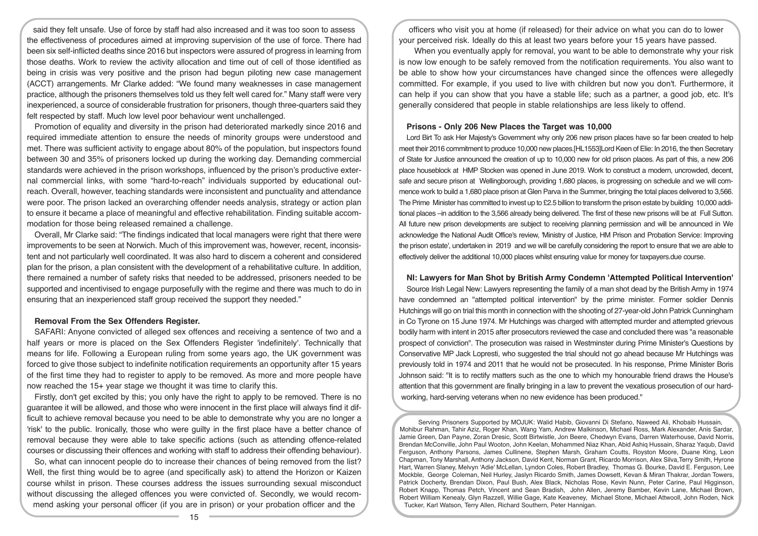said they felt unsafe. Use of force by staff had also increased and it was too soon to assess the effectiveness of procedures aimed at improving supervision of the use of force. There had been six self-inflicted deaths since 2016 but inspectors were assured of progress in learning from those deaths. Work to review the activity allocation and time out of cell of those identified as being in crisis was very positive and the prison had begun piloting new case management (ACCT) arrangements. Mr Clarke added: "We found many weaknesses in case management practice, although the prisoners themselves told us they felt well cared for." Many staff were very inexperienced, a source of considerable frustration for prisoners, though three-quarters said they felt respected by staff. Much low level poor behaviour went unchallenged.

Promotion of equality and diversity in the prison had deteriorated markedly since 2016 and required immediate attention to ensure the needs of minority groups were understood and met. There was sufficient activity to engage about 80% of the population, but inspectors found between 30 and 35% of prisoners locked up during the working day. Demanding commercial standards were achieved in the prison workshops, influenced by the prison's productive external commercial links, with some "hard-to-reach" individuals supported by educational outreach. Overall, however, teaching standards were inconsistent and punctuality and attendance were poor. The prison lacked an overarching offender needs analysis, strategy or action plan to ensure it became a place of meaningful and effective rehabilitation. Finding suitable accommodation for those being released remained a challenge.

Overall, Mr Clarke said: "The findings indicated that local managers were right that there were improvements to be seen at Norwich. Much of this improvement was, however, recent, inconsistent and not particularly well coordinated. It was also hard to discern a coherent and considered plan for the prison, a plan consistent with the development of a rehabilitative culture. In addition, there remained a number of safety risks that needed to be addressed, prisoners needed to be supported and incentivised to engage purposefully with the regime and there was much to do in ensuring that an inexperienced staff group received the support they needed."

### Removal From the Sex Offenders Register.

SAFARI: Anyone convicted of alleged sex offences and receiving a sentence of two and a half years or more is placed on the Sex Offenders Register 'indefinitely'. Technically that means for life. Following a European ruling from some years ago, the UK government was forced to give those subject to indefinite notification requirements an opportunity after 15 years of the first time they had to register to apply to be removed. As more and more people have now reached the 15+ year stage we thought it was time to clarify this.

Firstly, don't get excited by this; you only have the right to apply to be removed. There is no guarantee it will be allowed, and those who were innocent in the first place will always find it difficult to achieve removal because you need to be able to demonstrate why you are no longer a 'risk' to the public. Ironically, those who were guilty in the first place have a better chance of removal because they were able to take specific actions (such as attending offence-related courses or discussing their offences and working with staff to address their offending behaviour).

So, what can innocent people do to increase their chances of being removed from the list? Well, the first thing would be to agree (and specifically ask) to attend the Horizon or Kaizen course whilst in prison. These courses address the issues surrounding sexual misconduct without discussing the alleged offences you were convicted of. Secondly, we would recommend asking your personal officer (if you are in prison) or your probation officer and the officers who visit you at home (if released) for their advice on what you can do to lower your perceived risk. Ideally do this at least two years before your 15 years have passed.

When you eventually apply for removal, you want to be able to demonstrate why your risk is now low enough to be safely removed from the notification requirements. You also want to be able to show how your circumstances have changed since the offences were allegedly committed. For example, if you used to live with children but now you don't. Furthermore, it can help if you can show that you have a stable life; such as a partner, a good job, etc. It's generally considered that people in stable relationships are less likely to offend.

### Prisons - Only 206 New Places the Target was 10,000

Lord Birt To ask Her Majesty's Government why only 206 new prison places have so far been created to help meet their 2016 commitment to produce 10,000 new places.[HL1553]Lord Keen of Elie: In 2016, the then Secretary of State for Justice announced the creation of up to 10,000 new for old prison places. As part of this, a new 206 place houseblock at HMP Stocken was opened in June 2019. Work to construct a modern, uncrowded, decent, safe and secure prison at Wellingborough, providing 1,680 places, is progressing on schedule and we will commence work to build a 1,680 place prison at Glen Parva in the Summer, bringing the total places delivered to 3,566. The Prime Minister has committed to invest up to £2.5 billion to transform the prison estate by building 10,000 additional places –in addition to the 3,566 already being delivered. The first of these new prisons will be at Full Sutton. All future new prison developments are subject to receiving planning permission and will be announced in We acknowledge the National Audit Office's review, 'Ministry of Justice, HM Prison and Probation Service: Improving the prison estate', undertaken in 2019 and we will be carefully considering the report to ensure that we are able to effectively deliver the additional 10,000 places whilst ensuring value for money for taxpayers.due course.

### NI: Lawyers for Man Shot by British Army Condemn 'Attempted Political Intervention'

Source Irish Legal New: Lawyers representing the family of a man shot dead by the British Army in 1974 have condemned an "attempted political intervention" by the prime minister. Former soldier Dennis Hutchings will go on trial this month in connection with the shooting of 27-year-old John Patrick Cunningham in Co Tyrone on 15 June 1974. Mr Hutchings was charged with attempted murder and attempted grievous bodily harm with intent in 2015 after prosecutors reviewed the case and concluded there was "a reasonable prospect of conviction". The prosecution was raised in Westminster during Prime Minister's Questions by Conservative MP Jack Lopresti, who suggested the trial should not go ahead because Mr Hutchings was previously told in 1974 and 2011 that he would not be prosecuted. In his response, Prime Minister Boris Johnson said: "It is to rectify matters such as the one to which my honourable friend draws the House's attention that this government are finally bringing in a law to prevent the vexatious prosecution of our hard-working, hard-serving veterans when no new evidence has been produced."

Serving Prisoners Supported by MOJUK: Walid Habib, Giovanni Di Stefano, Naweed Ali, Khobaib Hussain, Mohibur Rahman, Tahir Aziz, Roger Khan, Wang Yam, Andrew Malkinson, Michael Ross, Mark Alexander, Anis Sardar, Jamie Green, Dan Payne, Zoran Dresic, Scott Birtwistle, Jon Beere, Chedwyn Evans, Darren Waterhouse, David Norris, Brendan McConville, John Paul Wooton, John Keelan, Mohammed Niaz Khan, Abid Ashiq Hussain, Sharaz Yaqub, David Ferguson, Anthony Parsons, James Cullinene, Stephen Marsh, Graham Coutts, Royston Moore, Duane King, Leon Chapman, Tony Marshall, Anthony Jackson, David Kent, Norman Grant, Ricardo Morrison, Alex Silva,Terry Smith, Hyrone Hart, Warren Slaney, Melvyn 'Adie' McLellan, Lyndon Coles, Robert Bradley, Thomas G. Bourke, David E. Ferguson, Lee Mockble, George Coleman, Neil Hurley, Jaslyn Ricardo Smith, James Dowsett, Kevan & Miran Thakrar, Jordan Towers, Patrick Docherty, Brendan Dixon, Paul Bush, Alex Black, Nicholas Rose, Kevin Nunn, Peter Carine, Paul Higginson, Robert Knapp, Thomas Petch, Vincent and Sean Bradish, John Allen, Jeremy Bamber, Kevin Lane, Michael Brown, Robert William Kenealy, Glyn Razzell, Willie Gage, Kate Keaveney, Michael Stone, Michael Attwooll, John Roden, Nick Tucker, Karl Watson, Terry Allen, Richard Southern, Peter Hannigan.